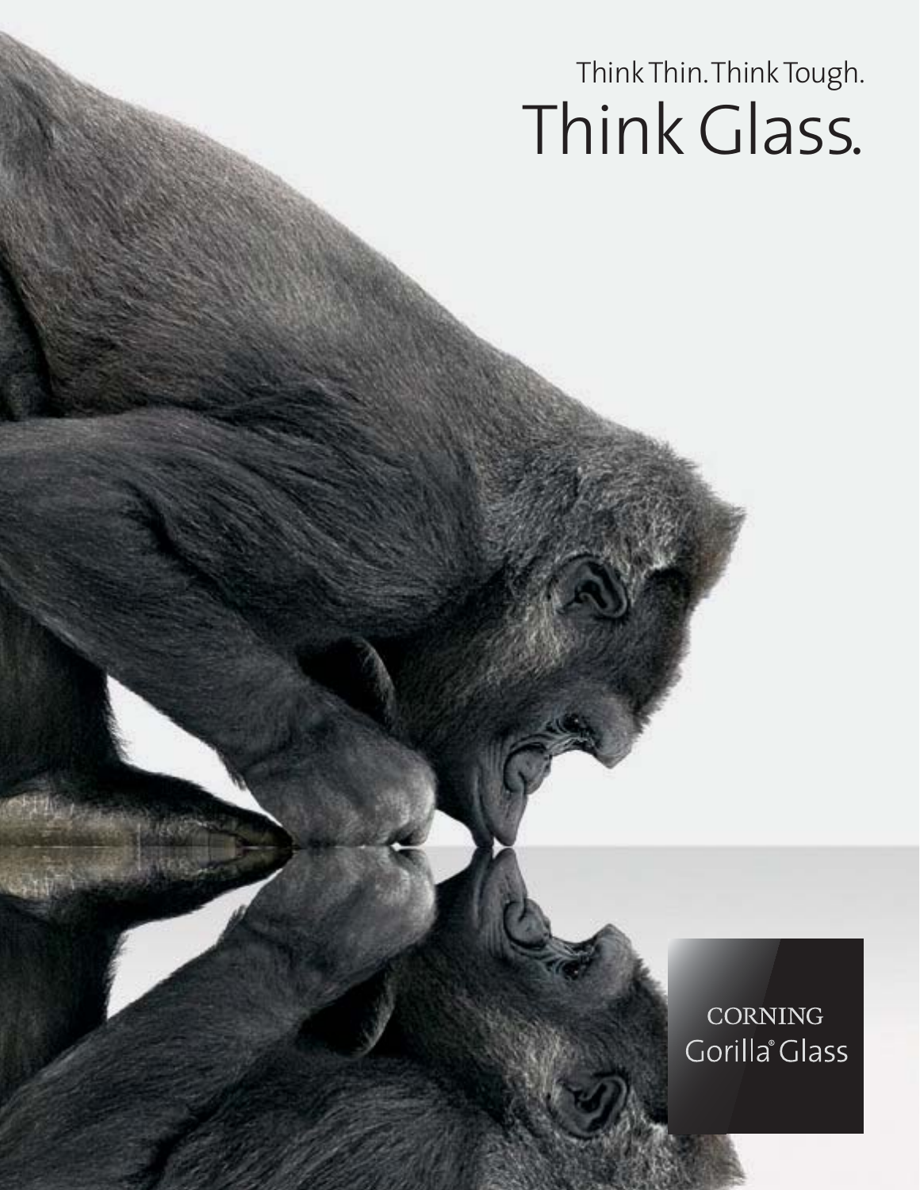Think Thin. Think Tough.

# Think Glass.

CORNING
Gorilla® Glass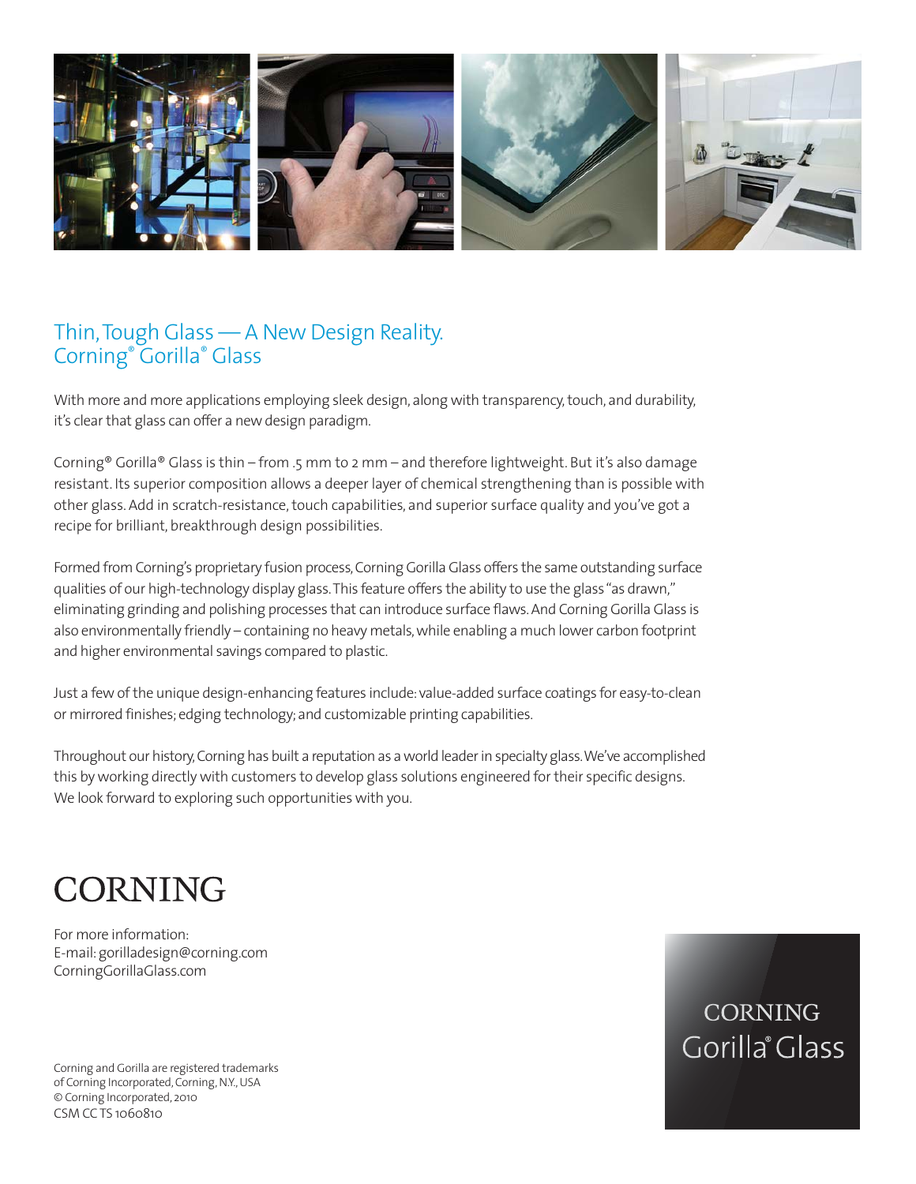## Thin, Tough Glass — A New Design Reality. Corning® Gorilla® Glass

With more and more applications employing sleek design, along with transparency, touch, and durability, it's clear that glass can offer a new design paradigm.

Corning® Gorilla® Glass is thin – from .5 mm to 2 mm – and therefore lightweight. But it's also damage resistant. Its superior composition allows a deeper layer of chemical strengthening than is possible with other glass. Add in scratch-resistance, touch capabilities, and superior surface quality and you've got a recipe for brilliant, breakthrough design possibilities.

Formed from Corning's proprietary fusion process, Corning Gorilla Glass offers the same outstanding surface qualities of our high-technology display glass. This feature offers the ability to use the glass "as drawn," eliminating grinding and polishing processes that can introduce surface flaws. And Corning Gorilla Glass is also environmentally friendly – containing no heavy metals, while enabling a much lower carbon footprint and higher environmental savings compared to plastic.

Just a few of the unique design-enhancing features include: value-added surface coatings for easy-to-clean or mirrored finishes; edging technology; and customizable printing capabilities.

Throughout our history, Corning has built a reputation as a world leader in specialty glass. We've accomplished this by working directly with customers to develop glass solutions engineered for their specific designs. We look forward to exploring such opportunities with you.

CORNING

For more information:
E-mail: gorilladesign@corning.com
CorningGorillaGlass.com

CORNING
Gorilla® Glass

Corning and Gorilla are registered trademarks of Corning Incorporated, Corning, N.Y., USA
© Corning Incorporated, 2010
CSM CC TS 1060810